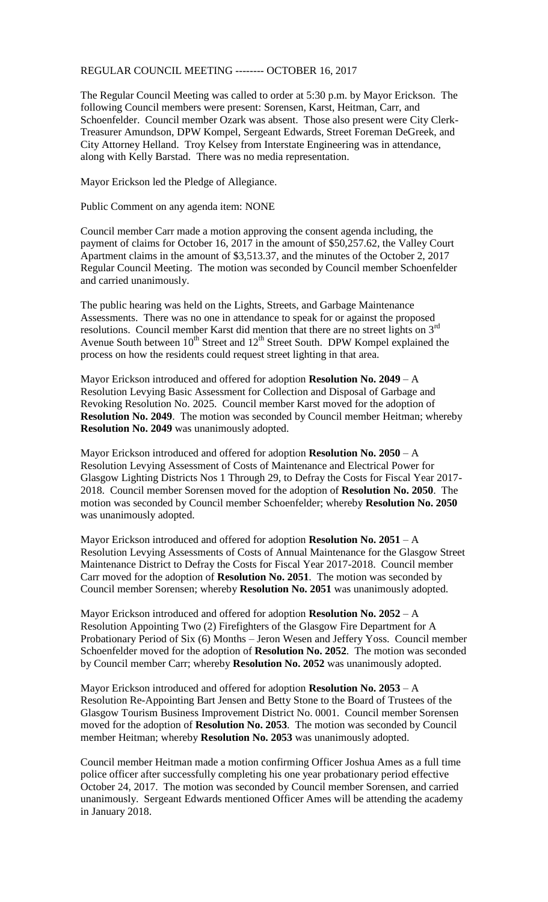REGULAR COUNCIL MEETING -------- OCTOBER 16, 2017

The Regular Council Meeting was called to order at 5:30 p.m. by Mayor Erickson. The following Council members were present: Sorensen, Karst, Heitman, Carr, and Schoenfelder. Council member Ozark was absent. Those also present were City Clerk-Treasurer Amundson, DPW Kompel, Sergeant Edwards, Street Foreman DeGreek, and City Attorney Helland. Troy Kelsey from Interstate Engineering was in attendance, along with Kelly Barstad. There was no media representation.

Mayor Erickson led the Pledge of Allegiance.

Public Comment on any agenda item: NONE

Council member Carr made a motion approving the consent agenda including, the payment of claims for October 16, 2017 in the amount of $50,257.62, the Valley Court Apartment claims in the amount of $3,513.37, and the minutes of the October 2, 2017 Regular Council Meeting. The motion was seconded by Council member Schoenfelder and carried unanimously.

The public hearing was held on the Lights, Streets, and Garbage Maintenance Assessments. There was no one in attendance to speak for or against the proposed resolutions. Council member Karst did mention that there are no street lights on 3rd Avenue South between 10th Street and 12th Street South. DPW Kompel explained the process on how the residents could request street lighting in that area.

Mayor Erickson introduced and offered for adoption **Resolution No. 2049** – A Resolution Levying Basic Assessment for Collection and Disposal of Garbage and Revoking Resolution No. 2025. Council member Karst moved for the adoption of **Resolution No. 2049**. The motion was seconded by Council member Heitman; whereby **Resolution No. 2049** was unanimously adopted.

Mayor Erickson introduced and offered for adoption **Resolution No. 2050** – A Resolution Levying Assessment of Costs of Maintenance and Electrical Power for Glasgow Lighting Districts Nos 1 Through 29, to Defray the Costs for Fiscal Year 2017-2018. Council member Sorensen moved for the adoption of **Resolution No. 2050**. The motion was seconded by Council member Schoenfelder; whereby **Resolution No. 2050** was unanimously adopted.

Mayor Erickson introduced and offered for adoption **Resolution No. 2051** – A Resolution Levying Assessments of Costs of Annual Maintenance for the Glasgow Street Maintenance District to Defray the Costs for Fiscal Year 2017-2018. Council member Carr moved for the adoption of **Resolution No. 2051**. The motion was seconded by Council member Sorensen; whereby **Resolution No. 2051** was unanimously adopted.

Mayor Erickson introduced and offered for adoption **Resolution No. 2052** – A Resolution Appointing Two (2) Firefighters of the Glasgow Fire Department for A Probationary Period of Six (6) Months – Jeron Wesen and Jeffery Yoss. Council member Schoenfelder moved for the adoption of **Resolution No. 2052**. The motion was seconded by Council member Carr; whereby **Resolution No. 2052** was unanimously adopted.

Mayor Erickson introduced and offered for adoption **Resolution No. 2053** – A Resolution Re-Appointing Bart Jensen and Betty Stone to the Board of Trustees of the Glasgow Tourism Business Improvement District No. 0001. Council member Sorensen moved for the adoption of **Resolution No. 2053**. The motion was seconded by Council member Heitman; whereby **Resolution No. 2053** was unanimously adopted.

Council member Heitman made a motion confirming Officer Joshua Ames as a full time police officer after successfully completing his one year probationary period effective October 24, 2017. The motion was seconded by Council member Sorensen, and carried unanimously. Sergeant Edwards mentioned Officer Ames will be attending the academy in January 2018.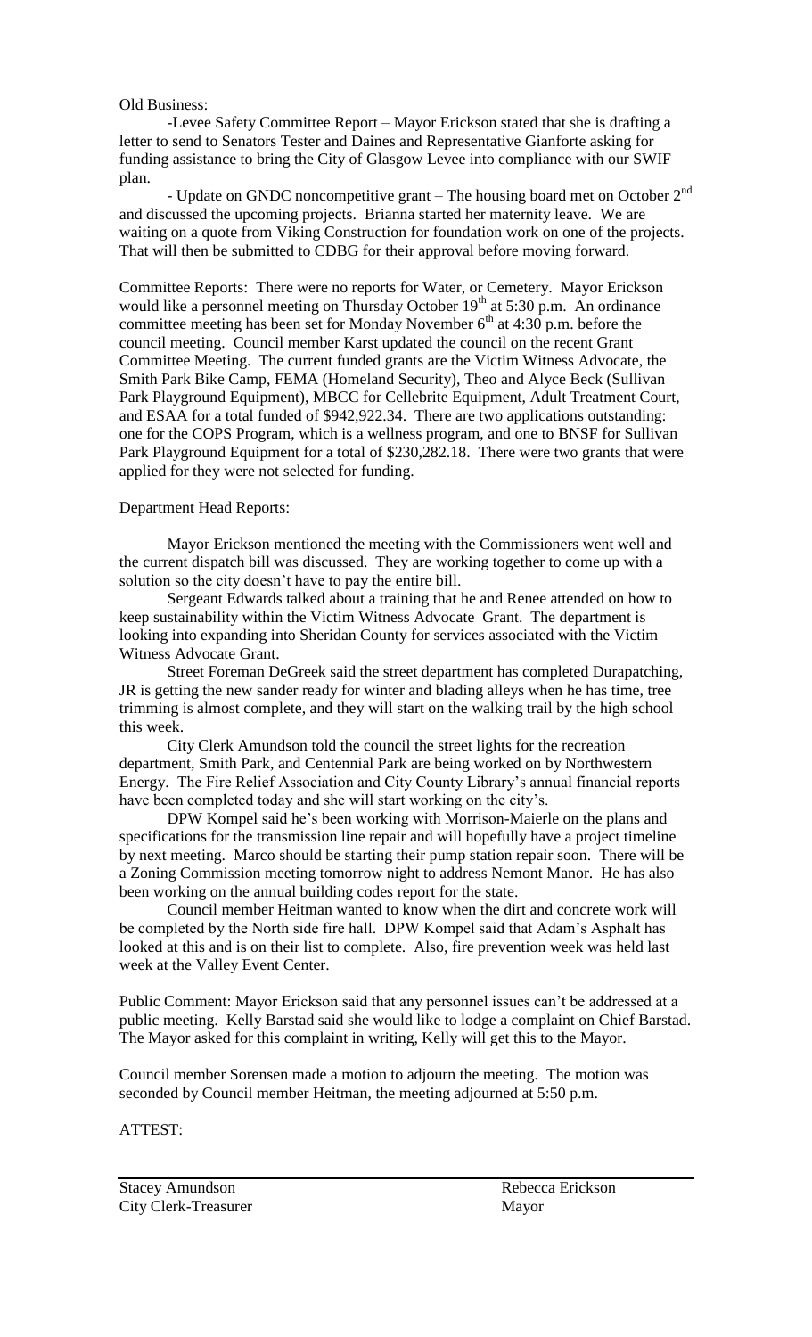Old Business:

-Levee Safety Committee Report – Mayor Erickson stated that she is drafting a letter to send to Senators Tester and Daines and Representative Gianforte asking for funding assistance to bring the City of Glasgow Levee into compliance with our SWIF plan.

- Update on GNDC noncompetitive grant – The housing board met on October 2nd and discussed the upcoming projects. Brianna started her maternity leave. We are waiting on a quote from Viking Construction for foundation work on one of the projects. That will then be submitted to CDBG for their approval before moving forward.

Committee Reports: There were no reports for Water, or Cemetery. Mayor Erickson would like a personnel meeting on Thursday October 19th at 5:30 p.m. An ordinance committee meeting has been set for Monday November 6th at 4:30 p.m. before the council meeting. Council member Karst updated the council on the recent Grant Committee Meeting. The current funded grants are the Victim Witness Advocate, the Smith Park Bike Camp, FEMA (Homeland Security), Theo and Alyce Beck (Sullivan Park Playground Equipment), MBCC for Cellebrite Equipment, Adult Treatment Court, and ESAA for a total funded of $942,922.34. There are two applications outstanding: one for the COPS Program, which is a wellness program, and one to BNSF for Sullivan Park Playground Equipment for a total of $230,282.18. There were two grants that were applied for they were not selected for funding.

Department Head Reports:

Mayor Erickson mentioned the meeting with the Commissioners went well and the current dispatch bill was discussed. They are working together to come up with a solution so the city doesn't have to pay the entire bill.

Sergeant Edwards talked about a training that he and Renee attended on how to keep sustainability within the Victim Witness Advocate Grant. The department is looking into expanding into Sheridan County for services associated with the Victim Witness Advocate Grant.

Street Foreman DeGreek said the street department has completed Durapatching, JR is getting the new sander ready for winter and blading alleys when he has time, tree trimming is almost complete, and they will start on the walking trail by the high school this week.

City Clerk Amundson told the council the street lights for the recreation department, Smith Park, and Centennial Park are being worked on by Northwestern Energy. The Fire Relief Association and City County Library's annual financial reports have been completed today and she will start working on the city's.

DPW Kompel said he's been working with Morrison-Maierle on the plans and specifications for the transmission line repair and will hopefully have a project timeline by next meeting. Marco should be starting their pump station repair soon. There will be a Zoning Commission meeting tomorrow night to address Nemont Manor. He has also been working on the annual building codes report for the state.

Council member Heitman wanted to know when the dirt and concrete work will be completed by the North side fire hall. DPW Kompel said that Adam's Asphalt has looked at this and is on their list to complete. Also, fire prevention week was held last week at the Valley Event Center.

Public Comment: Mayor Erickson said that any personnel issues can't be addressed at a public meeting. Kelly Barstad said she would like to lodge a complaint on Chief Barstad. The Mayor asked for this complaint in writing, Kelly will get this to the Mayor.

Council member Sorensen made a motion to adjourn the meeting. The motion was seconded by Council member Heitman, the meeting adjourned at 5:50 p.m.

ATTEST:

| | |
|---|---|
| Stacey Amundson | Rebecca Erickson |
| City Clerk-Treasurer | Mayor |